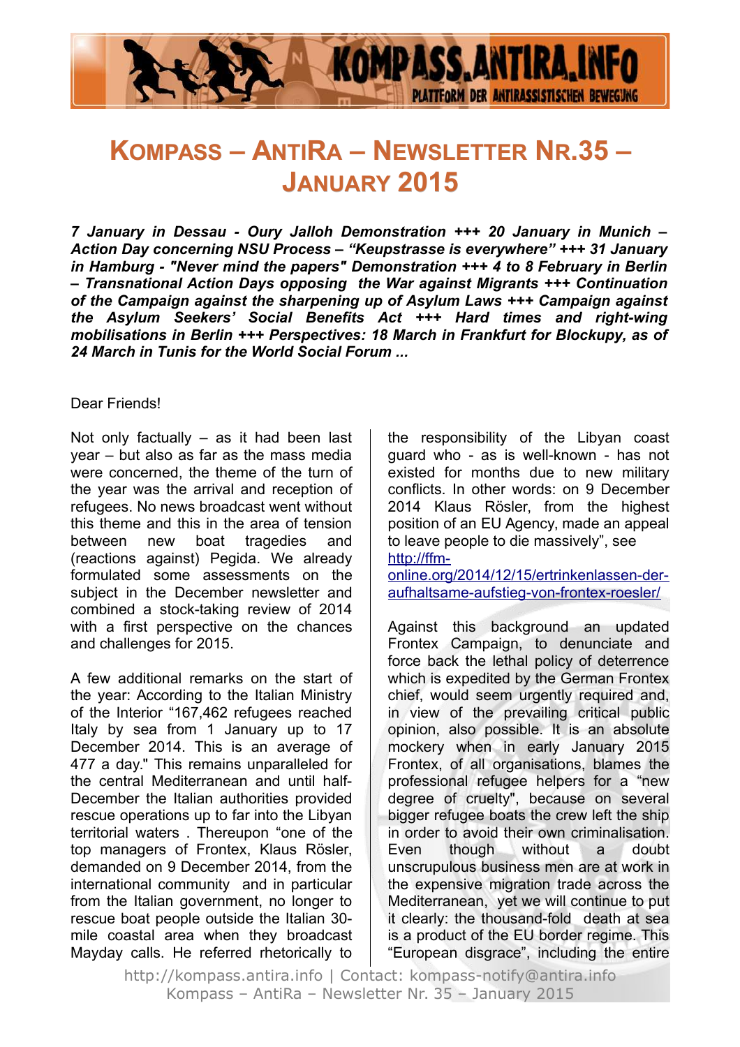# Kompass – AntiRa – Newsletter Nr.35 – January 2015

***7 January in Dessau - Oury Jalloh Demonstration +++ 20 January in Munich – Action Day concerning NSU Process – "Keupstrasse is everywhere" +++ 31 January in Hamburg - "Never mind the papers" Demonstration +++ 4 to 8 February in Berlin – Transnational Action Days opposing the War against Migrants +++ Continuation of the Campaign against the sharpening up of Asylum Laws +++ Campaign against the Asylum Seekers' Social Benefits Act +++ Hard times and right-wing mobilisations in Berlin +++ Perspectives: 18 March in Frankfurt for Blockupy, as of 24 March in Tunis for the World Social Forum ...***

Dear Friends!

Not only factually – as it had been last year – but also as far as the mass media were concerned, the theme of the turn of the year was the arrival and reception of refugees. No news broadcast went without this theme and this in the area of tension between new boat tragedies and (reactions against) Pegida. We already formulated some assessments on the subject in the December newsletter and combined a stock-taking review of 2014 with a first perspective on the chances and challenges for 2015.

A few additional remarks on the start of the year: According to the Italian Ministry of the Interior "167,462 refugees reached Italy by sea from 1 January up to 17 December 2014. This is an average of 477 a day." This remains unparalleled for the central Mediterranean and until half-December the Italian authorities provided rescue operations up to far into the Libyan territorial waters . Thereupon "one of the top managers of Frontex, Klaus Rösler, demanded on 9 December 2014, from the international community and in particular from the Italian government, no longer to rescue boat people outside the Italian 30-mile coastal area when they broadcast Mayday calls. He referred rhetorically to the responsibility of the Libyan coast guard who - as is well-known - has not existed for months due to new military conflicts. In other words: on 9 December 2014 Klaus Rösler, from the highest position of an EU Agency, made an appeal to leave people to die massively", see http://ffm-online.org/2014/12/15/ertrinkenlassen-der-aufhaltsame-aufstieg-von-frontex-roesler/

Against this background an updated Frontex Campaign, to denunciate and force back the lethal policy of deterrence which is expedited by the German Frontex chief, would seem urgently required and, in view of the prevailing critical public opinion, also possible. It is an absolute mockery when in early January 2015 Frontex, of all organisations, blames the professional refugee helpers for a "new degree of cruelty", because on several bigger refugee boats the crew left the ship in order to avoid their own criminalisation. Even though without a doubt unscrupulous business men are at work in the expensive migration trade across the Mediterranean, yet we will continue to put it clearly: the thousand-fold death at sea is a product of the EU border regime. This "European disgrace", including the entire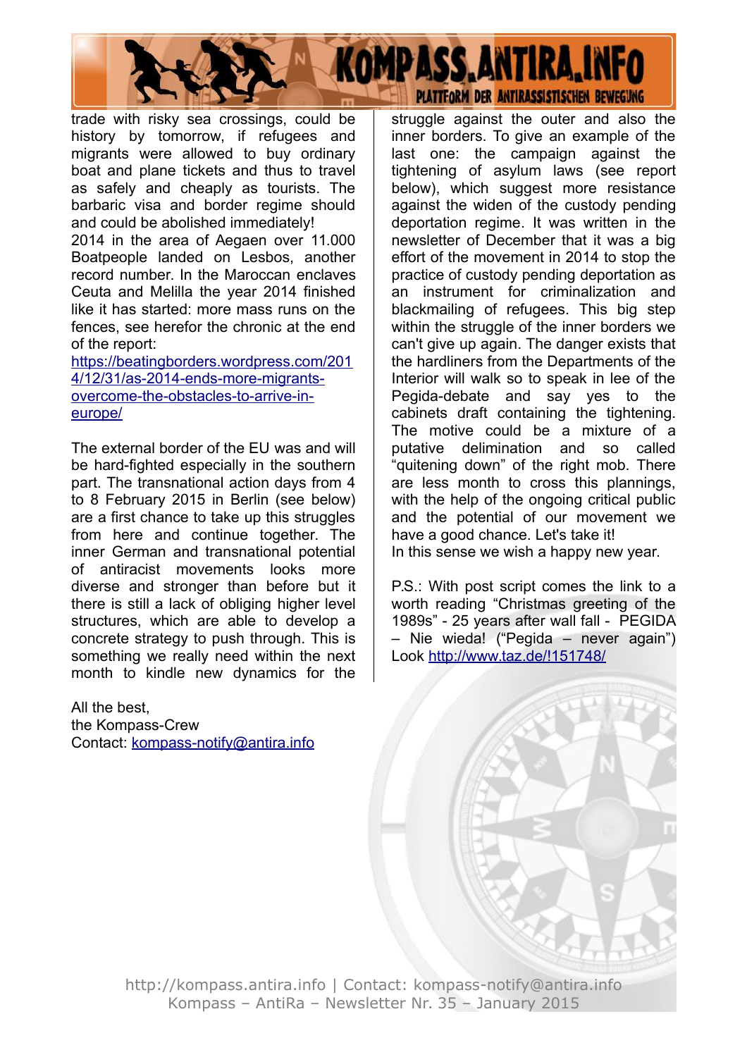trade with risky sea crossings, could be history by tomorrow, if refugees and migrants were allowed to buy ordinary boat and plane tickets and thus to travel as safely and cheaply as tourists. The barbaric visa and border regime should and could be abolished immediately!

2014 in the area of Aegaen over 11.000 Boatpeople landed on Lesbos, another record number. In the Maroccan enclaves Ceuta and Melilla the year 2014 finished like it has started: more mass runs on the fences, see herefor the chronic at the end of the report:
[https://beatingborders.wordpress.com/2014/12/31/as-2014-ends-more-migrants-overcome-the-obstacles-to-arrive-in-europe/](https://beatingborders.wordpress.com/2014/12/31/as-2014-ends-more-migrants-overcome-the-obstacles-to-arrive-in-europe/)

The external border of the EU was and will be hard-fighted especially in the southern part. The transnational action days from 4 to 8 February 2015 in Berlin (see below) are a first chance to take up this struggles from here and continue together. The inner German and transnational potential of antiracist movements looks more diverse and stronger than before but it there is still a lack of obliging higher level structures, which are able to develop a concrete strategy to push through. This is something we really need within the next month to kindle new dynamics for the struggle against the outer and also the inner borders. To give an example of the last one: the campaign against the tightening of asylum laws (see report below), which suggest more resistance against the widen of the custody pending deportation regime. It was written in the newsletter of December that it was a big effort of the movement in 2014 to stop the practice of custody pending deportation as an instrument for criminalization and blackmailing of refugees. This big step within the struggle of the inner borders we can't give up again. The danger exists that the hardliners from the Departments of the Interior will walk so to speak in lee of the Pegida-debate and say yes to the cabinets draft containing the tightening. The motive could be a mixture of a putative delimination and so called "quitening down" of the right mob. There are less month to cross this plannings, with the help of the ongoing critical public and the potential of our movement we have a good chance. Let's take it!

In this sense we wish a happy new year.

P.S.: With post script comes the link to a worth reading "Christmas greeting of the 1989s" - 25 years after wall fall - PEGIDA – Nie wieda! ("Pegida – never again") Look [http://www.taz.de/!151748/](http://www.taz.de/!151748/)

All the best,
the Kompass-Crew
Contact: [kompass-notify@antira.info](mailto:kompass-notify@antira.info)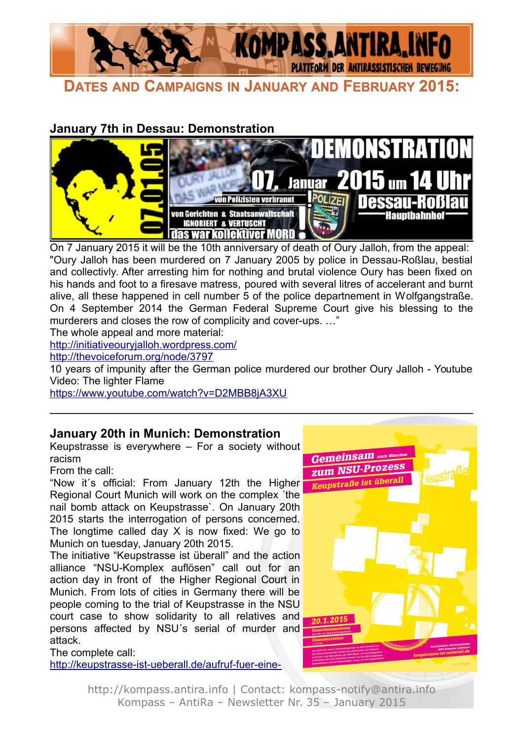## Dates and Campaigns in January and February 2015:

### January 7th in Dessau: Demonstration

On 7 January 2015 it will be the 10th anniversary of death of Oury Jalloh, from the appeal: "Oury Jalloh has been murdered on 7 January 2005 by police in Dessau-Roßlau, bestial and collectivly. After arresting him for nothing and brutal violence Oury has been fixed on his hands and foot to a firesave matress, poured with several litres of accelerant and burnt alive, all these happened in cell number 5 of the police departnement in Wolfgangstraße. On 4 September 2014 the German Federal Supreme Court give his blessing to the murderers and closes the row of complicity and cover-ups. …"

The whole appeal and more material:

http://initiativeouryjalloh.wordpress.com/

http://thevoiceforum.org/node/3797

10 years of impunity after the German police murdered our brother Oury Jalloh - Youtube Video: The lighter Flame

https://www.youtube.com/watch?v=D2MBB8jA3XU

---

### January 20th in Munich: Demonstration

Keupstrasse is everywhere – For a society without racism

From the call:

"Now it´s official: From January 12th the Higher Regional Court Munich will work on the complex ´the nail bomb attack on Keupstrasse`. On January 20th 2015 starts the interrogation of persons concerned. The longtime called day X is now fixed: We go to Munich on tuesday, January 20th 2015.

The initiative "Keupstrasse ist überall" and the action alliance "NSU-Komplex auflösen" call out for an action day in front of the Higher Regional Court in Munich. From lots of cities in Germany there will be people coming to the trial of Keupstrasse in the NSU court case to show solidarity to all relatives and persons affected by NSU´s serial of murder and attack.

The complete call:

http://keupstrasse-ist-ueberall.de/aufruf-fuer-eine-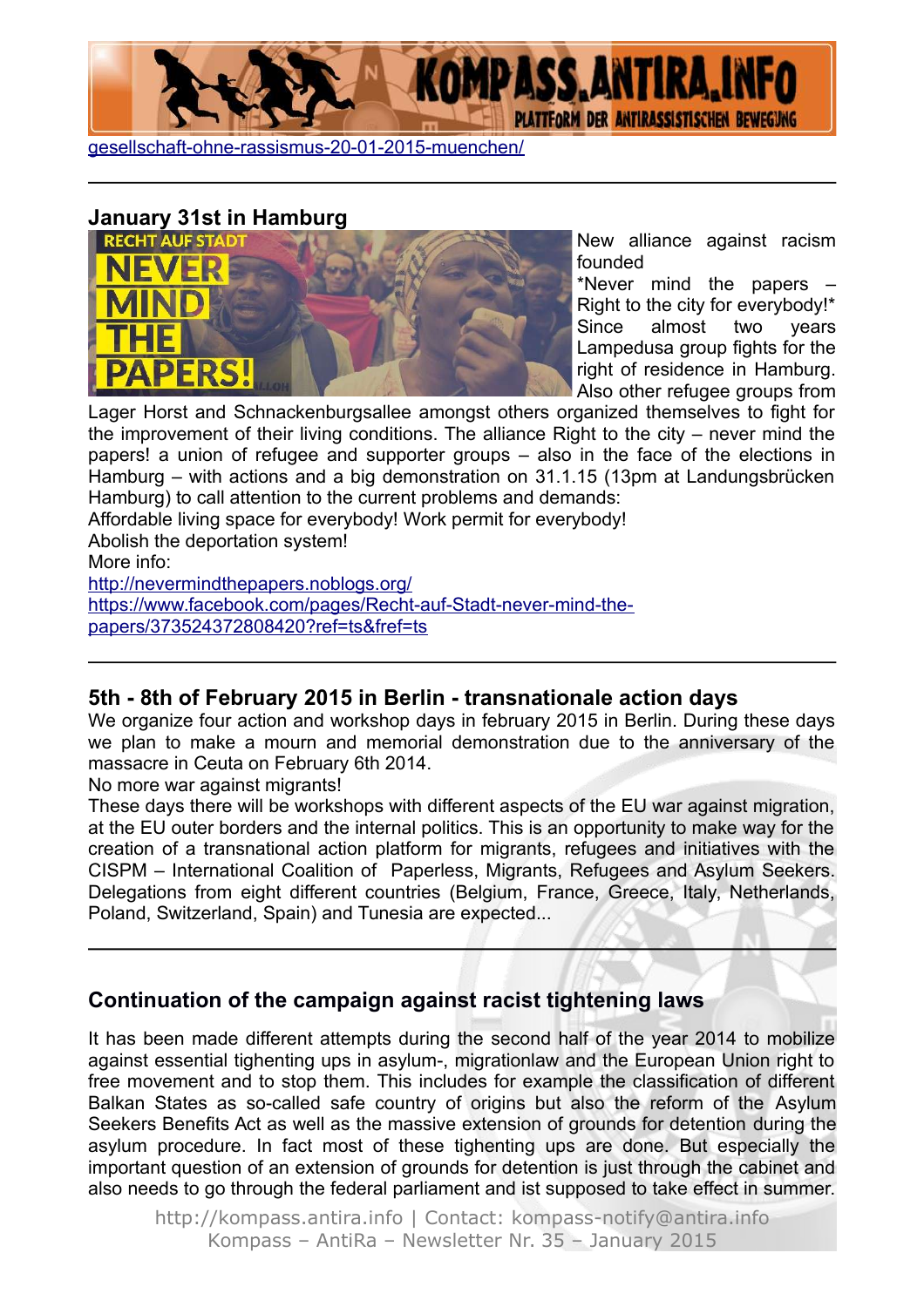[gesellschaft-ohne-rassismus-20-01-2015-muenchen/](gesellschaft-ohne-rassismus-20-01-2015-muenchen/)

---

## January 31st in Hamburg

New alliance against racism founded

*Never mind the papers – Right to the city for everybody!*

Since almost two years Lampedusa group fights for the right of residence in Hamburg. Also other refugee groups from Lager Horst and Schnackenburgsallee amongst others organized themselves to fight for the improvement of their living conditions. The alliance Right to the city – never mind the papers! a union of refugee and supporter groups – also in the face of the elections in Hamburg – with actions and a big demonstration on 31.1.15 (13pm at Landungsbrücken Hamburg) to call attention to the current problems and demands:

Affordable living space for everybody! Work permit for everybody!

Abolish the deportation system!

More info:

http://nevermindthepapers.noblogs.org/

https://www.facebook.com/pages/Recht-auf-Stadt-never-mind-the-papers/373524372808420?ref=ts&fref=ts

---

## 5th - 8th of February 2015 in Berlin - transnationale action days

We organize four action and workshop days in february 2015 in Berlin. During these days we plan to make a mourn and memorial demonstration due to the anniversary of the massacre in Ceuta on February 6th 2014.

No more war against migrants!

These days there will be workshops with different aspects of the EU war against migration, at the EU outer borders and the internal politics. This is an opportunity to make way for the creation of a transnational action platform for migrants, refugees and initiatives with the CISPM – International Coalition of Paperless, Migrants, Refugees and Asylum Seekers. Delegations from eight different countries (Belgium, France, Greece, Italy, Netherlands, Poland, Switzerland, Spain) and Tunesia are expected...

---

## Continuation of the campaign against racist tightening laws

It has been made different attempts during the second half of the year 2014 to mobilize against essential tighenting ups in asylum-, migrationlaw and the European Union right to free movement and to stop them. This includes for example the classification of different Balkan States as so-called safe country of origins but also the reform of the Asylum Seekers Benefits Act as well as the massive extension of grounds for detention during the asylum procedure. In fact most of these tighenting ups are done. But especially the important question of an extension of grounds for detention is just through the cabinet and also needs to go through the federal parliament and ist supposed to take effect in summer.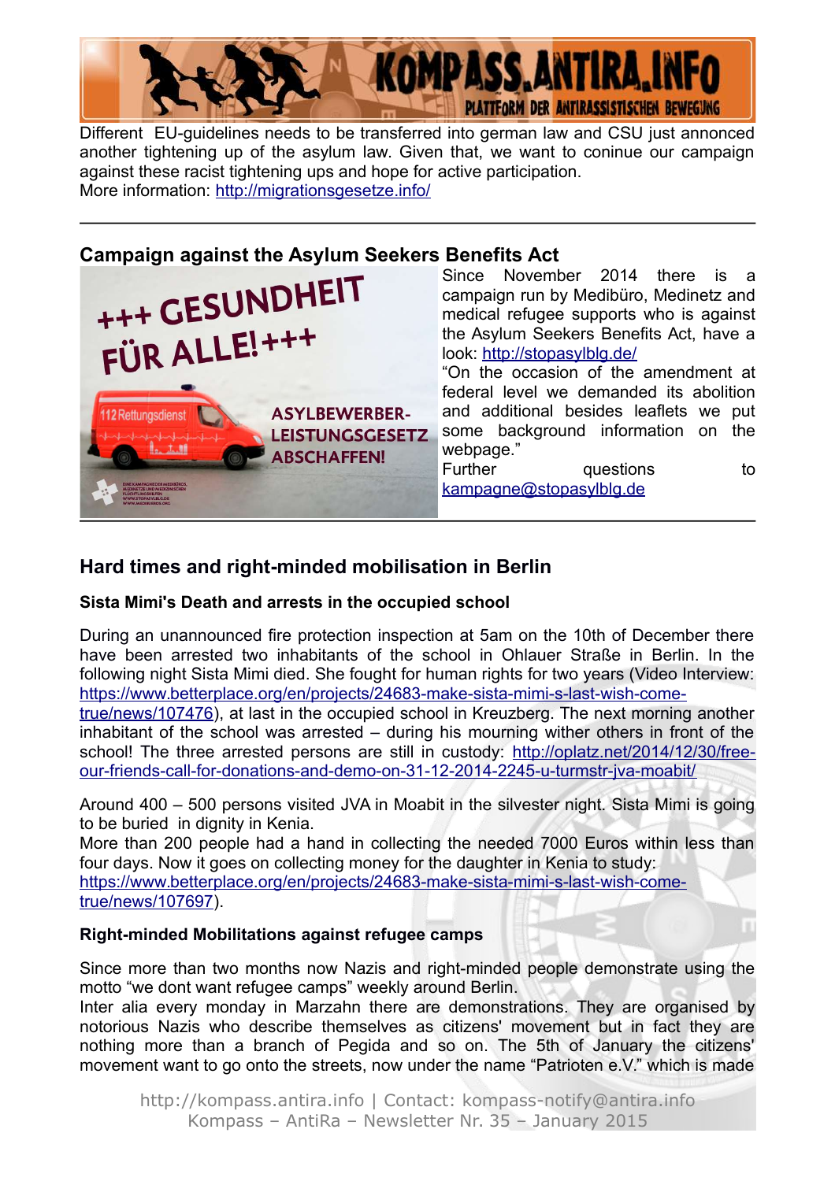Different EU-guidelines needs to be transferred into german law and CSU just annonced another tightening up of the asylum law. Given that, we want to coninue our campaign against these racist tightening ups and hope for active participation.
More information: http://migrationsgesetze.info/

---

## Campaign against the Asylum Seekers Benefits Act

Since November 2014 there is a campaign run by Medibüro, Medinetz and medical refugee supports who is against the Asylum Seekers Benefits Act, have a look: http://stopasylblg.de/

"On the occasion of the amendment at federal level we demanded its abolition and additional besides leaflets we put some background information on the webpage."

Further questions to kampagne@stopasylblg.de

---

## Hard times and right-minded mobilisation in Berlin

### Sista Mimi's Death and arrests in the occupied school

During an unannounced fire protection inspection at 5am on the 10th of December there have been arrested two inhabitants of the school in Ohlauer Straße in Berlin. In the following night Sista Mimi died. She fought for human rights for two years (Video Interview: https://www.betterplace.org/en/projects/24683-make-sista-mimi-s-last-wish-come-true/news/107476), at last in the occupied school in Kreuzberg. The next morning another inhabitant of the school was arrested – during his mourning wither others in front of the school! The three arrested persons are still in custody: http://oplatz.net/2014/12/30/free-our-friends-call-for-donations-and-demo-on-31-12-2014-2245-u-turmstr-jva-moabit/

Around 400 – 500 persons visited JVA in Moabit in the silvester night. Sista Mimi is going to be buried in dignity in Kenia.
More than 200 people had a hand in collecting the needed 7000 Euros within less than four days. Now it goes on collecting money for the daughter in Kenia to study: https://www.betterplace.org/en/projects/24683-make-sista-mimi-s-last-wish-come-true/news/107697).

### Right-minded Mobilitations against refugee camps

Since more than two months now Nazis and right-minded people demonstrate using the motto "we dont want refugee camps" weekly around Berlin.
Inter alia every monday in Marzahn there are demonstrations. They are organised by notorious Nazis who describe themselves as citizens' movement but in fact they are nothing more than a branch of Pegida and so on. The 5th of January the citizens' movement want to go onto the streets, now under the name "Patrioten e.V." which is made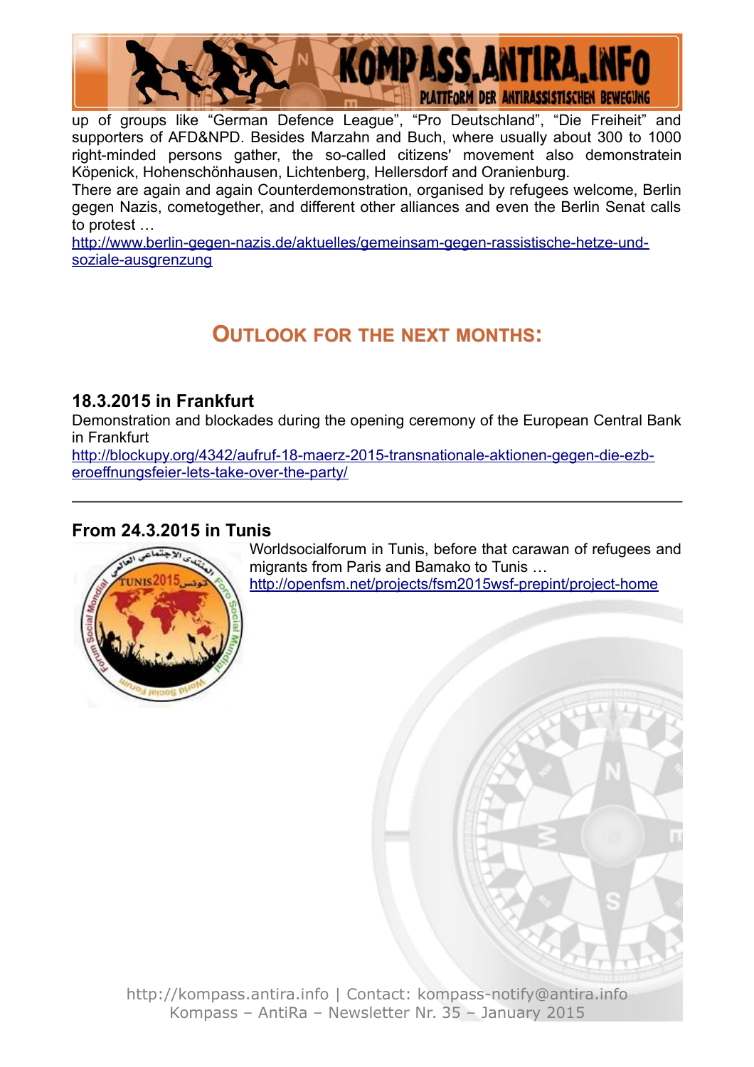up of groups like “German Defence League”, “Pro Deutschland”, “Die Freiheit” and supporters of AFD&NPD. Besides Marzahn and Buch, where usually about 300 to 1000 right-minded persons gather, the so-called citizens' movement also demonstratein Köpenick, Hohenschönhausen, Lichtenberg, Hellersdorf and Oranienburg.

There are again and again Counterdemonstration, organised by refugees welcome, Berlin gegen Nazis, cometogether, and different other alliances and even the Berlin Senat calls to protest …

http://www.berlin-gegen-nazis.de/aktuelles/gemeinsam-gegen-rassistische-hetze-und-soziale-ausgrenzung

## Outlook for the next months:

### 18.3.2015 in Frankfurt

Demonstration and blockades during the opening ceremony of the European Central Bank in Frankfurt

http://blockupy.org/4342/aufruf-18-maerz-2015-transnationale-aktionen-gegen-die-ezb-eroeffnungsfeier-lets-take-over-the-party/

---

### From 24.3.2015 in Tunis

Worldsocialforum in Tunis, before that carawan of refugees and migrants from Paris and Bamako to Tunis …

http://openfsm.net/projects/fsm2015wsf-prepint/project-home